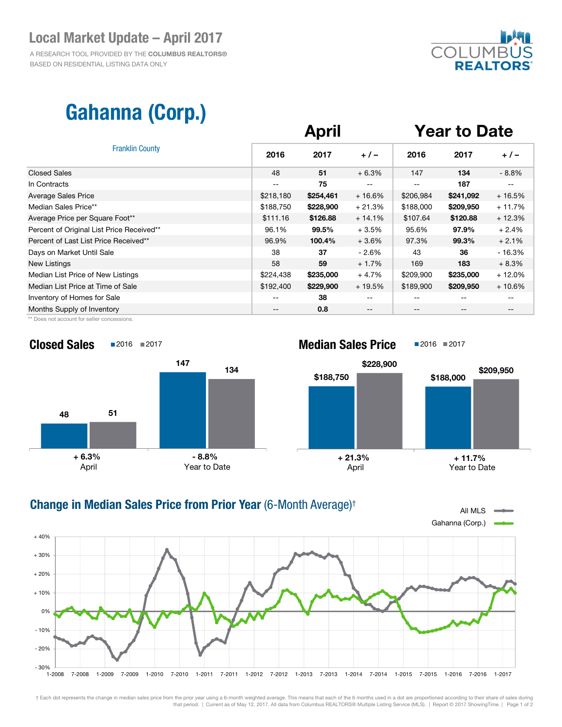# Local Market Update – April 2017

A RESEARCH TOOL PROVIDED BY THE **COLUMBUS REALTORS®**
BASED ON RESIDENTIAL LISTING DATA ONLY

## Gahanna (Corp.)

Franklin County

| | April | | | Year to Date | | |
|---|---|---|---|---|---|---|
| | 2016 | 2017 | + / – | 2016 | 2017 | + / – |
| Closed Sales | 48 | **51** | + 6.3% | 147 | **134** | - 8.8% |
| In Contracts | -- | **75** | -- | -- | **187** | -- |
| Average Sales Price | $218,180 | **$254,461** | + 16.6% | $206,984 | **$241,092** | + 16.5% |
| Median Sales Price** | $188,750 | **$228,900** | + 21.3% | $188,000 | **$209,950** | + 11.7% |
| Average Price per Square Foot** | $111.16 | **$126.88** | + 14.1% | $107.64 | **$120.88** | + 12.3% |
| Percent of Original List Price Received** | 96.1% | **99.5%** | + 3.5% | 95.6% | **97.9%** | + 2.4% |
| Percent of Last List Price Received** | 96.9% | **100.4%** | + 3.6% | 97.3% | **99.3%** | + 2.1% |
| Days on Market Until Sale | 38 | **37** | - 2.6% | 43 | **36** | - 16.3% |
| New Listings | 58 | **59** | + 1.7% | 169 | **183** | + 8.3% |
| Median List Price of New Listings | $224,438 | **$235,000** | + 4.7% | $209,900 | **$235,000** | + 12.0% |
| Median List Price at Time of Sale | $192,400 | **$229,900** | + 19.5% | $189,900 | **$209,950** | + 10.6% |
| Inventory of Homes for Sale | -- | **38** | -- | -- | -- | -- |
| Months Supply of Inventory | -- | **0.8** | -- | -- | -- | -- |

** Does not account for seller concessions.

### Closed Sales

■2016 ■2017

| | 2016 | 2017 | Change |
|---|---|---|---|
| April | 48 | 51 | + 6.3% |
| Year to Date | 147 | 134 | - 8.8% |

### Median Sales Price

■2016 ■2017

| | 2016 | 2017 | Change |
|---|---|---|---|
| April | $188,750 | $228,900 | + 21.3% |
| Year to Date | $188,000 | $209,950 | + 11.7% |

### Change in Median Sales Price from Prior Year (6-Month Average)†

All MLS — Gahanna (Corp.)

† Each dot represents the change in median sales price from the prior year using a 6-month weighted average. This means that each of the 6 months used in a dot are proportioned according to their share of sales during that period. | Current as of May 12, 2017. All data from Columbus REALTORS® Multiple Listing Service (MLS). | Report © 2017 ShowingTime.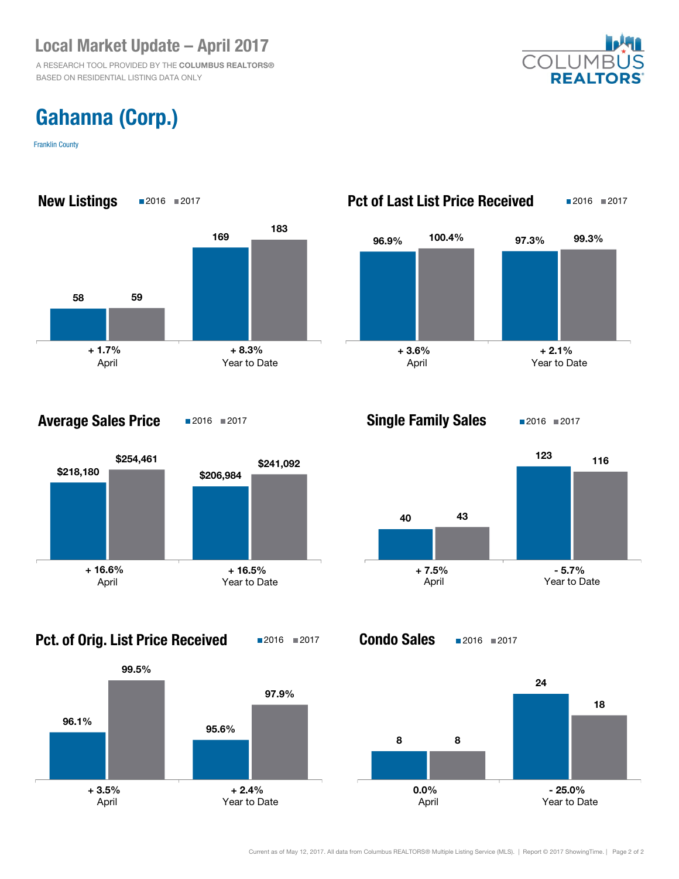# Local Market Update – April 2017

A RESEARCH TOOL PROVIDED BY THE **COLUMBUS REALTORS®**
BASED ON RESIDENTIAL LISTING DATA ONLY

COLUMBUS REALTORS®

## Gahanna (Corp.)

Franklin County

### New Listings

2016 2017

58
59
169
183

+ 1.7%
April

+ 8.3%
Year to Date

### Pct of Last List Price Received

2016 2017

96.9%
100.4%
97.3%
99.3%

+ 3.6%
April

+ 2.1%
Year to Date

### Average Sales Price

2016 2017

$218,180
$254,461
$206,984
$241,092

+ 16.6%
April

+ 16.5%
Year to Date

### Single Family Sales

2016 2017

40
43
123
116

+ 7.5%
April

- 5.7%
Year to Date

### Pct. of Orig. List Price Received

2016 2017

96.1%
99.5%
95.6%
97.9%

+ 3.5%
April

+ 2.4%
Year to Date

### Condo Sales

2016 2017

8
8
24
18

0.0%
April

- 25.0%
Year to Date

Current as of May 12, 2017. All data from Columbus REALTORS® Multiple Listing Service (MLS). | Report © 2017 ShowingTime.